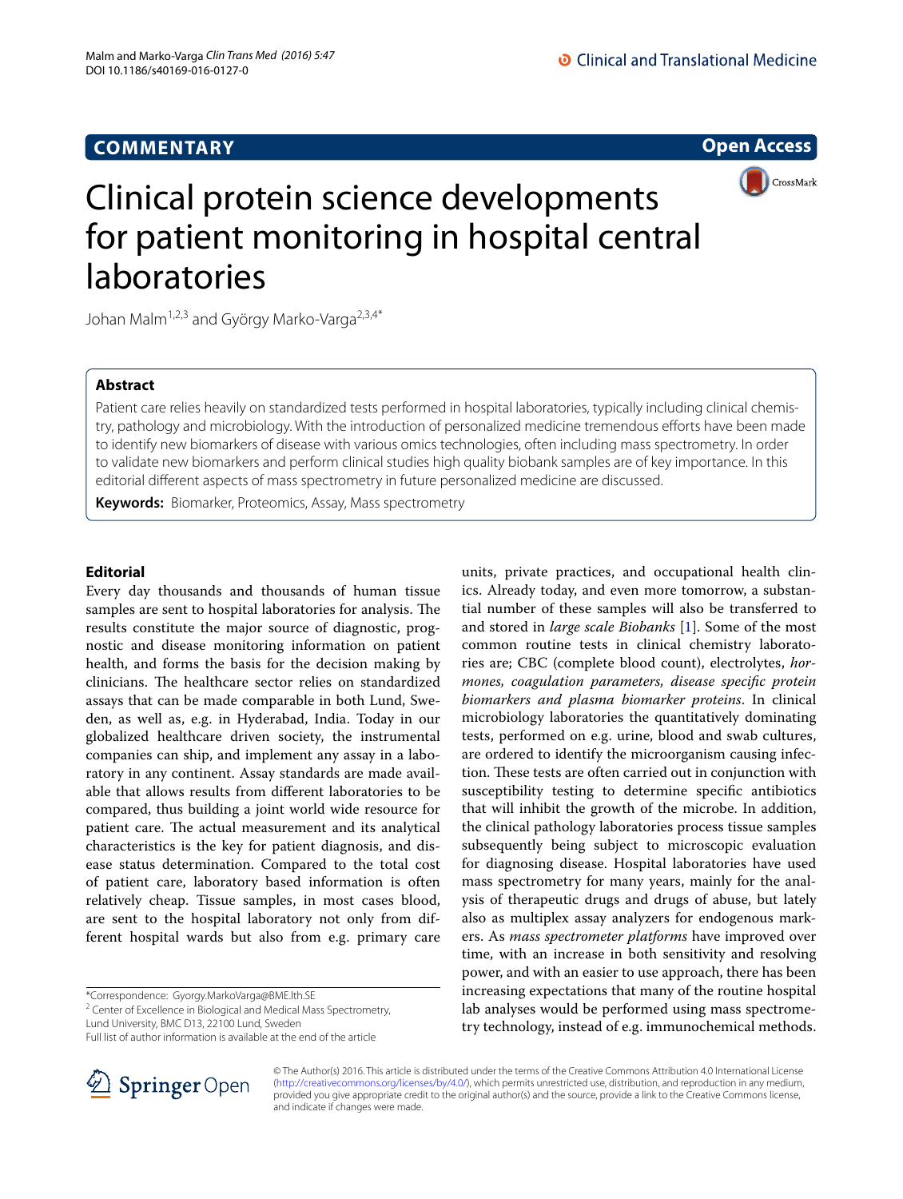COMMENTARY

Open Access

# Clinical protein science developments for patient monitoring in hospital central laboratories

Johan Malm[1,2,3] and György Marko-Varga[2,3,4*]

## Abstract

Patient care relies heavily on standardized tests performed in hospital laboratories, typically including clinical chemistry, pathology and microbiology. With the introduction of personalized medicine tremendous efforts have been made to identify new biomarkers of disease with various omics technologies, often including mass spectrometry. In order to validate new biomarkers and perform clinical studies high quality biobank samples are of key importance. In this editorial different aspects of mass spectrometry in future personalized medicine are discussed.

**Keywords:** Biomarker, Proteomics, Assay, Mass spectrometry

## Editorial

Every day thousands and thousands of human tissue samples are sent to hospital laboratories for analysis. The results constitute the major source of diagnostic, prognostic and disease monitoring information on patient health, and forms the basis for the decision making by clinicians. The healthcare sector relies on standardized assays that can be made comparable in both Lund, Sweden, as well as, e.g. in Hyderabad, India. Today in our globalized healthcare driven society, the instrumental companies can ship, and implement any assay in a laboratory in any continent. Assay standards are made available that allows results from different laboratories to be compared, thus building a joint world wide resource for patient care. The actual measurement and its analytical characteristics is the key for patient diagnosis, and disease status determination. Compared to the total cost of patient care, laboratory based information is often relatively cheap. Tissue samples, in most cases blood, are sent to the hospital laboratory not only from different hospital wards but also from e.g. primary care units, private practices, and occupational health clinics. Already today, and even more tomorrow, a substantial number of these samples will also be transferred to and stored in *large scale Biobanks* [1]. Some of the most common routine tests in clinical chemistry laboratories are; CBC (complete blood count), electrolytes, *hormones, coagulation parameters, disease specific protein biomarkers and plasma biomarker proteins*. In clinical microbiology laboratories the quantitatively dominating tests, performed on e.g. urine, blood and swab cultures, are ordered to identify the microorganism causing infection. These tests are often carried out in conjunction with susceptibility testing to determine specific antibiotics that will inhibit the growth of the microbe. In addition, the clinical pathology laboratories process tissue samples subsequently being subject to microscopic evaluation for diagnosing disease. Hospital laboratories have used mass spectrometry for many years, mainly for the analysis of therapeutic drugs and drugs of abuse, but lately also as multiplex assay analyzers for endogenous markers. As *mass spectrometer platforms* have improved over time, with an increase in both sensitivity and resolving power, and with an easier to use approach, there has been increasing expectations that many of the routine hospital lab analyses would be performed using mass spectrometry technology, instead of e.g. immunochemical methods.

*Correspondence: Gyorgy.MarkoVarga@BME.lth.SE
[2] Center of Excellence in Biological and Medical Mass Spectrometry, Lund University, BMC D13, 22100 Lund, Sweden
Full list of author information is available at the end of the article

© The Author(s) 2016. This article is distributed under the terms of the Creative Commons Attribution 4.0 International License (http://creativecommons.org/licenses/by/4.0/), which permits unrestricted use, distribution, and reproduction in any medium, provided you give appropriate credit to the original author(s) and the source, provide a link to the Creative Commons license, and indicate if changes were made.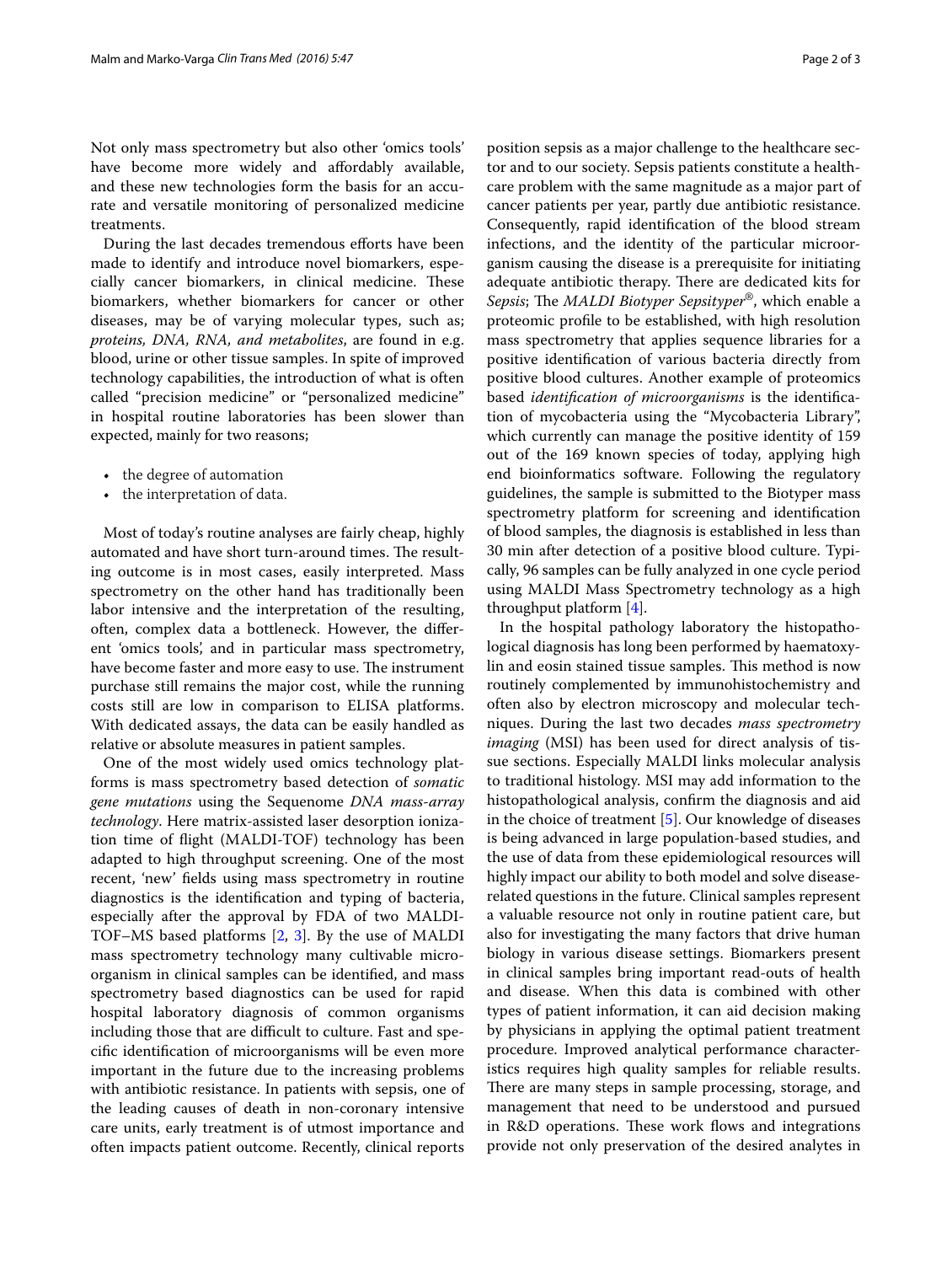Not only mass spectrometry but also other 'omics tools' have become more widely and affordably available, and these new technologies form the basis for an accurate and versatile monitoring of personalized medicine treatments.

During the last decades tremendous efforts have been made to identify and introduce novel biomarkers, especially cancer biomarkers, in clinical medicine. These biomarkers, whether biomarkers for cancer or other diseases, may be of varying molecular types, such as; *proteins, DNA, RNA, and metabolites*, are found in e.g. blood, urine or other tissue samples. In spite of improved technology capabilities, the introduction of what is often called "precision medicine" or "personalized medicine" in hospital routine laboratories has been slower than expected, mainly for two reasons;

- the degree of automation
- the interpretation of data.

Most of today's routine analyses are fairly cheap, highly automated and have short turn-around times. The resulting outcome is in most cases, easily interpreted. Mass spectrometry on the other hand has traditionally been labor intensive and the interpretation of the resulting, often, complex data a bottleneck. However, the different 'omics tools', and in particular mass spectrometry, have become faster and more easy to use. The instrument purchase still remains the major cost, while the running costs still are low in comparison to ELISA platforms. With dedicated assays, the data can be easily handled as relative or absolute measures in patient samples.

One of the most widely used omics technology platforms is mass spectrometry based detection of *somatic gene mutations* using the Sequenome *DNA mass-array technology*. Here matrix-assisted laser desorption ionization time of flight (MALDI-TOF) technology has been adapted to high throughput screening. One of the most recent, 'new' fields using mass spectrometry in routine diagnostics is the identification and typing of bacteria, especially after the approval by FDA of two MALDI-TOF–MS based platforms [2, 3]. By the use of MALDI mass spectrometry technology many cultivable microorganism in clinical samples can be identified, and mass spectrometry based diagnostics can be used for rapid hospital laboratory diagnosis of common organisms including those that are difficult to culture. Fast and specific identification of microorganisms will be even more important in the future due to the increasing problems with antibiotic resistance. In patients with sepsis, one of the leading causes of death in non-coronary intensive care units, early treatment is of utmost importance and often impacts patient outcome. Recently, clinical reports position sepsis as a major challenge to the healthcare sector and to our society. Sepsis patients constitute a healthcare problem with the same magnitude as a major part of cancer patients per year, partly due antibiotic resistance. Consequently, rapid identification of the blood stream infections, and the identity of the particular microorganism causing the disease is a prerequisite for initiating adequate antibiotic therapy. There are dedicated kits for *Sepsis*; The *MALDI Biotyper Sepsityper®*, which enable a proteomic profile to be established, with high resolution mass spectrometry that applies sequence libraries for a positive identification of various bacteria directly from positive blood cultures. Another example of proteomics based *identification of microorganisms* is the identification of mycobacteria using the "Mycobacteria Library", which currently can manage the positive identity of 159 out of the 169 known species of today, applying high end bioinformatics software. Following the regulatory guidelines, the sample is submitted to the Biotyper mass spectrometry platform for screening and identification of blood samples, the diagnosis is established in less than 30 min after detection of a positive blood culture. Typically, 96 samples can be fully analyzed in one cycle period using MALDI Mass Spectrometry technology as a high throughput platform [4].

In the hospital pathology laboratory the histopathological diagnosis has long been performed by haematoxylin and eosin stained tissue samples. This method is now routinely complemented by immunohistochemistry and often also by electron microscopy and molecular techniques. During the last two decades *mass spectrometry imaging* (MSI) has been used for direct analysis of tissue sections. Especially MALDI links molecular analysis to traditional histology. MSI may add information to the histopathological analysis, confirm the diagnosis and aid in the choice of treatment [5]. Our knowledge of diseases is being advanced in large population-based studies, and the use of data from these epidemiological resources will highly impact our ability to both model and solve disease-related questions in the future. Clinical samples represent a valuable resource not only in routine patient care, but also for investigating the many factors that drive human biology in various disease settings. Biomarkers present in clinical samples bring important read-outs of health and disease. When this data is combined with other types of patient information, it can aid decision making by physicians in applying the optimal patient treatment procedure. Improved analytical performance characteristics requires high quality samples for reliable results. There are many steps in sample processing, storage, and management that need to be understood and pursued in R&D operations. These work flows and integrations provide not only preservation of the desired analytes in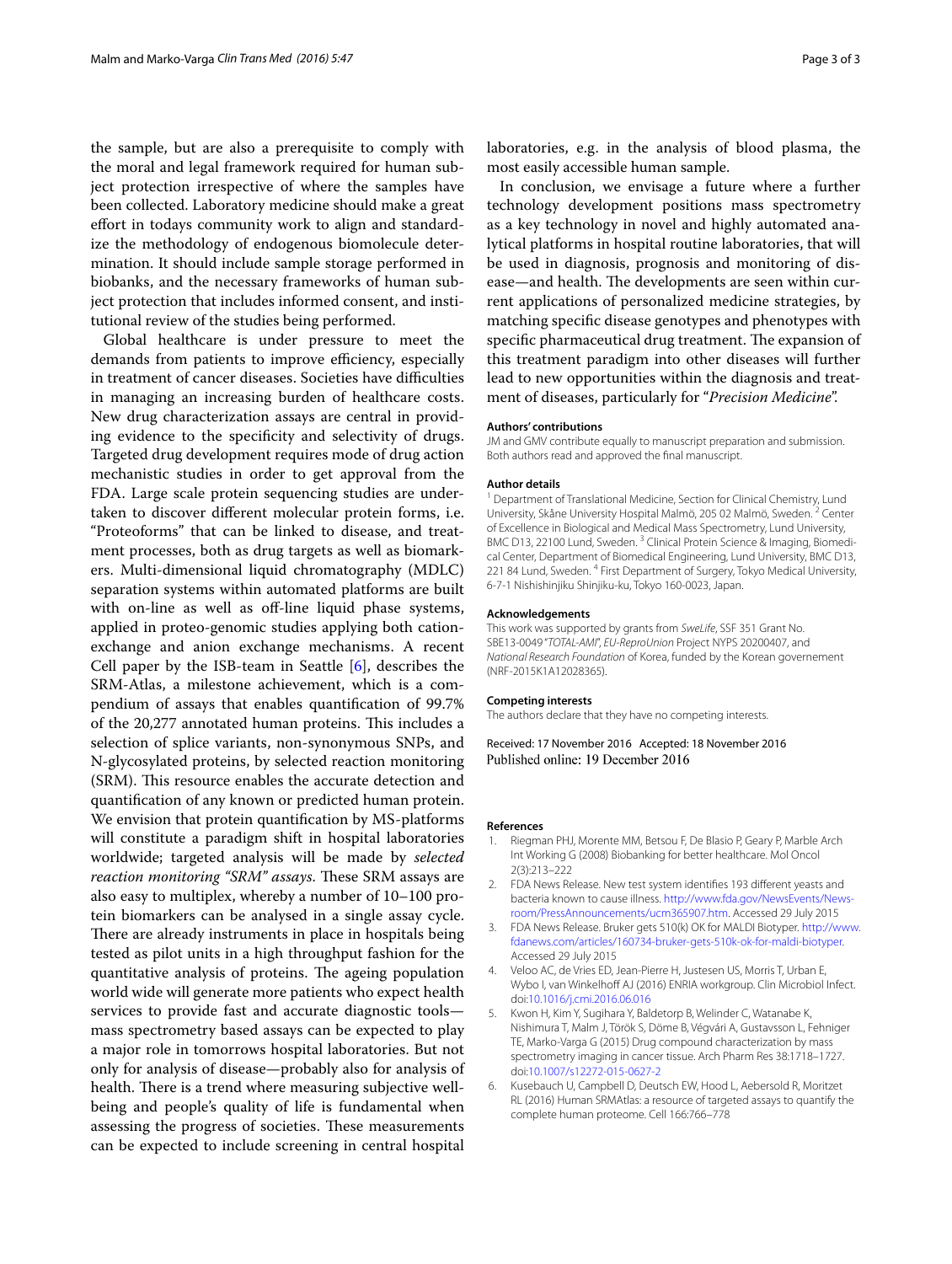the sample, but are also a prerequisite to comply with the moral and legal framework required for human subject protection irrespective of where the samples have been collected. Laboratory medicine should make a great effort in todays community work to align and standardize the methodology of endogenous biomolecule determination. It should include sample storage performed in biobanks, and the necessary frameworks of human subject protection that includes informed consent, and institutional review of the studies being performed.

Global healthcare is under pressure to meet the demands from patients to improve efficiency, especially in treatment of cancer diseases. Societies have difficulties in managing an increasing burden of healthcare costs. New drug characterization assays are central in providing evidence to the specificity and selectivity of drugs. Targeted drug development requires mode of drug action mechanistic studies in order to get approval from the FDA. Large scale protein sequencing studies are undertaken to discover different molecular protein forms, i.e. "Proteoforms" that can be linked to disease, and treatment processes, both as drug targets as well as biomarkers. Multi-dimensional liquid chromatography (MDLC) separation systems within automated platforms are built with on-line as well as off-line liquid phase systems, applied in proteo-genomic studies applying both cation-exchange and anion exchange mechanisms. A recent Cell paper by the ISB-team in Seattle [6], describes the SRM-Atlas, a milestone achievement, which is a compendium of assays that enables quantification of 99.7% of the 20,277 annotated human proteins. This includes a selection of splice variants, non-synonymous SNPs, and N-glycosylated proteins, by selected reaction monitoring (SRM). This resource enables the accurate detection and quantification of any known or predicted human protein. We envision that protein quantification by MS-platforms will constitute a paradigm shift in hospital laboratories worldwide; targeted analysis will be made by *selected reaction monitoring "SRM" assays.* These SRM assays are also easy to multiplex, whereby a number of 10–100 protein biomarkers can be analysed in a single assay cycle. There are already instruments in place in hospitals being tested as pilot units in a high throughput fashion for the quantitative analysis of proteins. The ageing population world wide will generate more patients who expect health services to provide fast and accurate diagnostic tools—mass spectrometry based assays can be expected to play a major role in tomorrows hospital laboratories. But not only for analysis of disease—probably also for analysis of health. There is a trend where measuring subjective well-being and people's quality of life is fundamental when assessing the progress of societies. These measurements can be expected to include screening in central hospital laboratories, e.g. in the analysis of blood plasma, the most easily accessible human sample.

In conclusion, we envisage a future where a further technology development positions mass spectrometry as a key technology in novel and highly automated analytical platforms in hospital routine laboratories, that will be used in diagnosis, prognosis and monitoring of disease—and health. The developments are seen within current applications of personalized medicine strategies, by matching specific disease genotypes and phenotypes with specific pharmaceutical drug treatment. The expansion of this treatment paradigm into other diseases will further lead to new opportunities within the diagnosis and treatment of diseases, particularly for "*Precision Medicine*".

#### Authors' contributions

JM and GMV contribute equally to manuscript preparation and submission. Both authors read and approved the final manuscript.

#### Author details

[1] Department of Translational Medicine, Section for Clinical Chemistry, Lund University, Skåne University Hospital Malmö, 205 02 Malmö, Sweden. [2] Center of Excellence in Biological and Medical Mass Spectrometry, Lund University, BMC D13, 22100 Lund, Sweden. [3] Clinical Protein Science & Imaging, Biomedical Center, Department of Biomedical Engineering, Lund University, BMC D13, 221 84 Lund, Sweden. [4] First Department of Surgery, Tokyo Medical University, 6-7-1 Nishishinjiku Shinjiku-ku, Tokyo 160-0023, Japan.

#### Acknowledgements

This work was supported by grants from *SweLife*, SSF 351 Grant No. SBE13-0049 "*TOTAL-AMI*", *EU-ReproUnion* Project NYPS 20200407, and *National Research Foundation* of Korea, funded by the Korean governement (NRF-2015K1A1A12028365).

#### Competing interests

The authors declare that they have no competing interests.

Received: 17 November 2016 Accepted: 18 November 2016
Published online: 19 December 2016

#### References

1. Riegman PHJ, Morente MM, Betsou F, De Blasio P, Geary P, Marble Arch Int Working G (2008) Biobanking for better healthcare. Mol Oncol 2(3):213–222
2. FDA News Release. New test system identifies 193 different yeasts and bacteria known to cause illness. http://www.fda.gov/NewsEvents/Newsroom/PressAnnouncements/ucm365907.htm. Accessed 29 July 2015
3. FDA News Release. Bruker gets 510(k) OK for MALDI Biotyper. http://www.fdanews.com/articles/160734-bruker-gets-510k-ok-for-maldi-biotyper. Accessed 29 July 2015
4. Veloo AC, de Vries ED, Jean-Pierre H, Justesen US, Morris T, Urban E, Wybo I, van Winkelhoff AJ (2016) ENRIA workgroup. Clin Microbiol Infect. doi:10.1016/j.cmi.2016.06.016
5. Kwon H, Kim Y, Sugihara Y, Baldetorp B, Welinder C, Watanabe K, Nishimura T, Malm J, Török S, Döme B, Végvári A, Gustavsson L, Fehniger TE, Marko-Varga G (2015) Drug compound characterization by mass spectrometry imaging in cancer tissue. Arch Pharm Res 38:1718–1727. doi:10.1007/s12272-015-0627-2
6. Kusebauch U, Campbell D, Deutsch EW, Hood L, Aebersold R, Moritzet RL (2016) Human SRMAtlas: a resource of targeted assays to quantify the complete human proteome. Cell 166:766–778